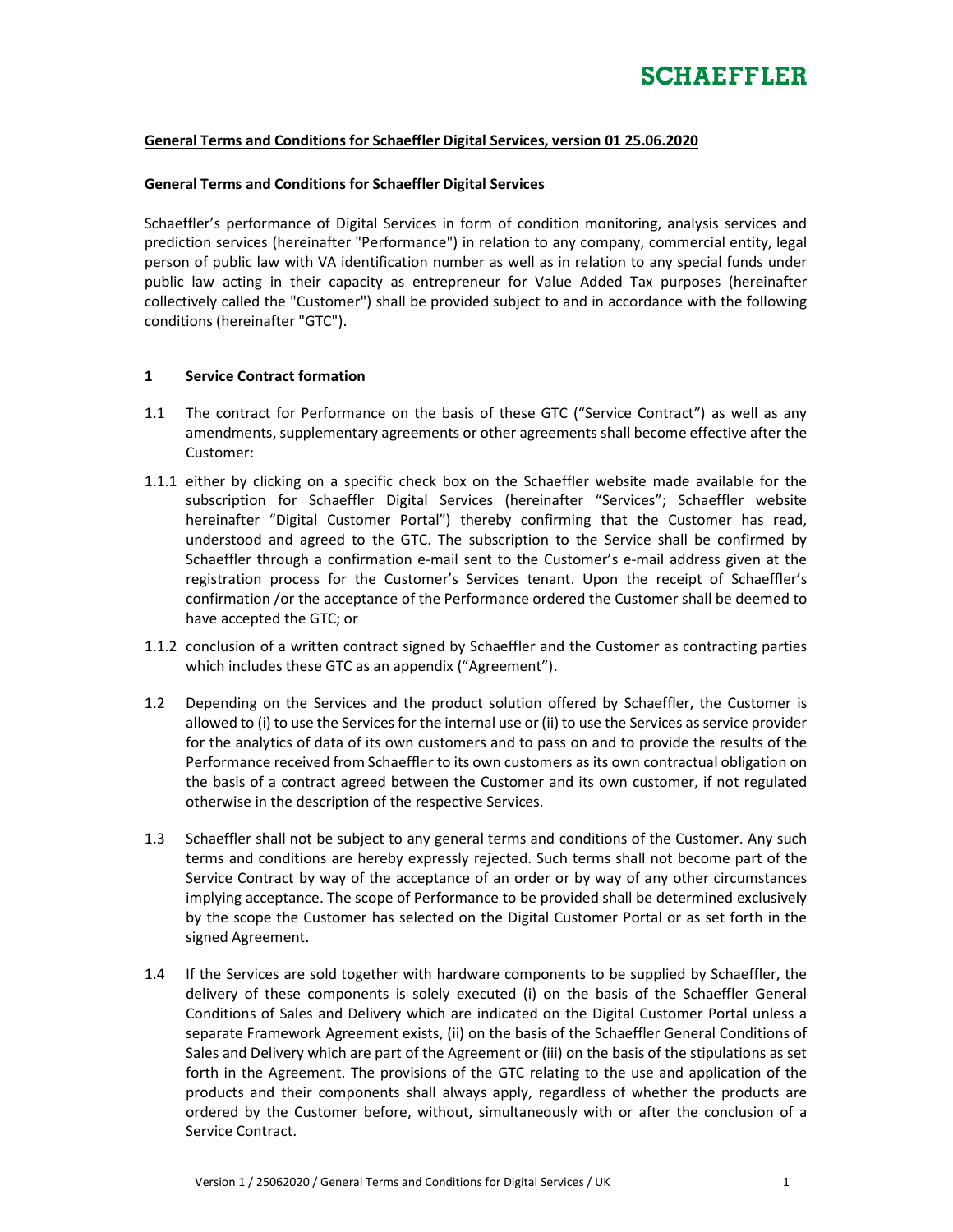**General Terms and Conditions for Schaeffler Digital Services, version 01 25.06.2020**

**General Terms and Conditions for Schaeffler Digital Services**

Schaeffler's performance of Digital Services in form of condition monitoring, analysis services and prediction services (hereinafter "Performance") in relation to any company, commercial entity, legal person of public law with VA identification number as well as in relation to any special funds under public law acting in their capacity as entrepreneur for Value Added Tax purposes (hereinafter collectively called the "Customer") shall be provided subject to and in accordance with the following conditions (hereinafter "GTC").

## 1 Service Contract formation

1.1 The contract for Performance on the basis of these GTC ("Service Contract") as well as any amendments, supplementary agreements or other agreements shall become effective after the Customer:

1.1.1 either by clicking on a specific check box on the Schaeffler website made available for the subscription for Schaeffler Digital Services (hereinafter "Services"; Schaeffler website hereinafter "Digital Customer Portal") thereby confirming that the Customer has read, understood and agreed to the GTC. The subscription to the Service shall be confirmed by Schaeffler through a confirmation e-mail sent to the Customer's e-mail address given at the registration process for the Customer's Services tenant. Upon the receipt of Schaeffler's confirmation /or the acceptance of the Performance ordered the Customer shall be deemed to have accepted the GTC; or

1.1.2 conclusion of a written contract signed by Schaeffler and the Customer as contracting parties which includes these GTC as an appendix ("Agreement").

1.2 Depending on the Services and the product solution offered by Schaeffler, the Customer is allowed to (i) to use the Services for the internal use or (ii) to use the Services as service provider for the analytics of data of its own customers and to pass on and to provide the results of the Performance received from Schaeffler to its own customers as its own contractual obligation on the basis of a contract agreed between the Customer and its own customer, if not regulated otherwise in the description of the respective Services.

1.3 Schaeffler shall not be subject to any general terms and conditions of the Customer. Any such terms and conditions are hereby expressly rejected. Such terms shall not become part of the Service Contract by way of the acceptance of an order or by way of any other circumstances implying acceptance. The scope of Performance to be provided shall be determined exclusively by the scope the Customer has selected on the Digital Customer Portal or as set forth in the signed Agreement.

1.4 If the Services are sold together with hardware components to be supplied by Schaeffler, the delivery of these components is solely executed (i) on the basis of the Schaeffler General Conditions of Sales and Delivery which are indicated on the Digital Customer Portal unless a separate Framework Agreement exists, (ii) on the basis of the Schaeffler General Conditions of Sales and Delivery which are part of the Agreement or (iii) on the basis of the stipulations as set forth in the Agreement. The provisions of the GTC relating to the use and application of the products and their components shall always apply, regardless of whether the products are ordered by the Customer before, without, simultaneously with or after the conclusion of a Service Contract.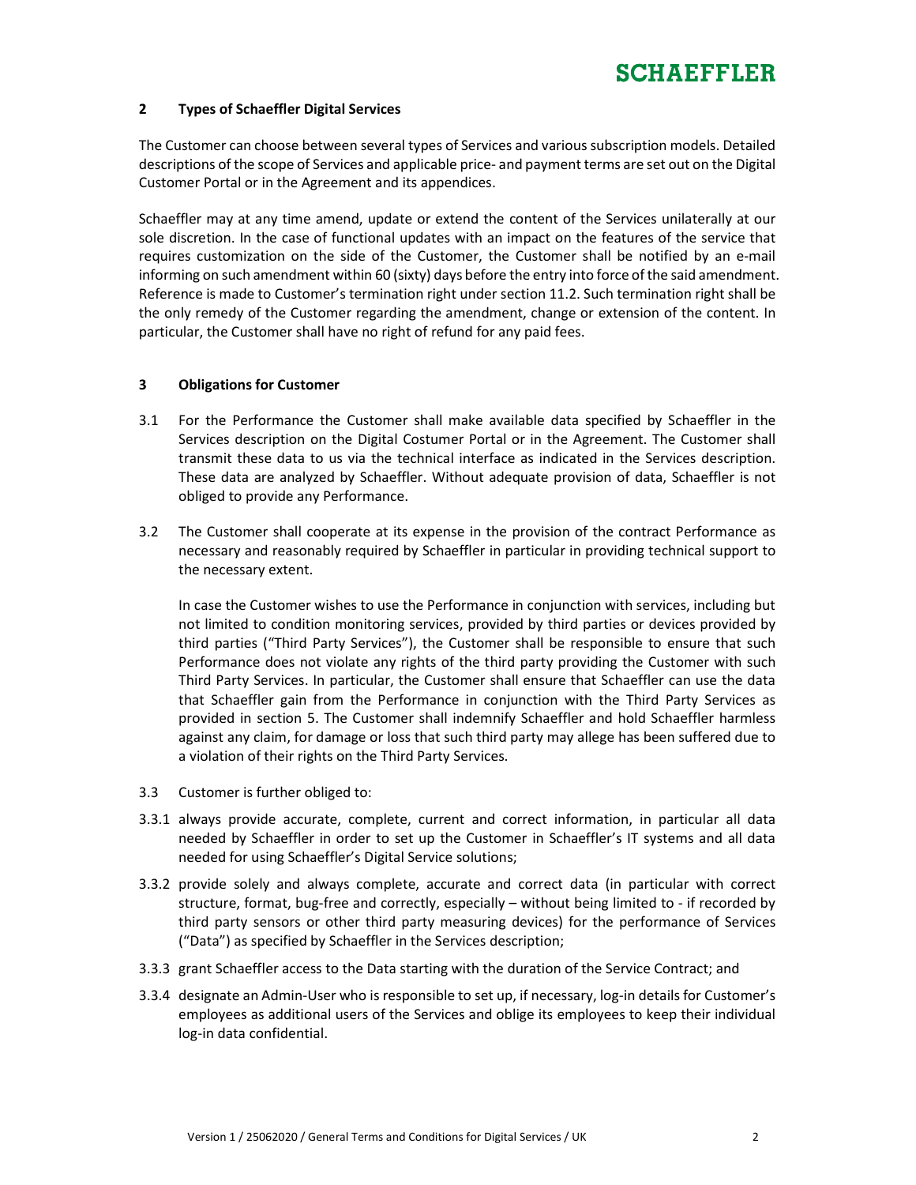## 2 Types of Schaeffler Digital Services

The Customer can choose between several types of Services and various subscription models. Detailed descriptions of the scope of Services and applicable price- and payment terms are set out on the Digital Customer Portal or in the Agreement and its appendices.

Schaeffler may at any time amend, update or extend the content of the Services unilaterally at our sole discretion. In the case of functional updates with an impact on the features of the service that requires customization on the side of the Customer, the Customer shall be notified by an e-mail informing on such amendment within 60 (sixty) days before the entry into force of the said amendment. Reference is made to Customer's termination right under section 11.2. Such termination right shall be the only remedy of the Customer regarding the amendment, change or extension of the content. In particular, the Customer shall have no right of refund for any paid fees.

## 3 Obligations for Customer

3.1 For the Performance the Customer shall make available data specified by Schaeffler in the Services description on the Digital Costumer Portal or in the Agreement. The Customer shall transmit these data to us via the technical interface as indicated in the Services description. These data are analyzed by Schaeffler. Without adequate provision of data, Schaeffler is not obliged to provide any Performance.

3.2 The Customer shall cooperate at its expense in the provision of the contract Performance as necessary and reasonably required by Schaeffler in particular in providing technical support to the necessary extent.

In case the Customer wishes to use the Performance in conjunction with services, including but not limited to condition monitoring services, provided by third parties or devices provided by third parties ("Third Party Services"), the Customer shall be responsible to ensure that such Performance does not violate any rights of the third party providing the Customer with such Third Party Services. In particular, the Customer shall ensure that Schaeffler can use the data that Schaeffler gain from the Performance in conjunction with the Third Party Services as provided in section 5. The Customer shall indemnify Schaeffler and hold Schaeffler harmless against any claim, for damage or loss that such third party may allege has been suffered due to a violation of their rights on the Third Party Services.

3.3 Customer is further obliged to:

3.3.1 always provide accurate, complete, current and correct information, in particular all data needed by Schaeffler in order to set up the Customer in Schaeffler's IT systems and all data needed for using Schaeffler's Digital Service solutions;

3.3.2 provide solely and always complete, accurate and correct data (in particular with correct structure, format, bug-free and correctly, especially – without being limited to - if recorded by third party sensors or other third party measuring devices) for the performance of Services ("Data") as specified by Schaeffler in the Services description;

3.3.3 grant Schaeffler access to the Data starting with the duration of the Service Contract; and

3.3.4 designate an Admin-User who is responsible to set up, if necessary, log-in details for Customer's employees as additional users of the Services and oblige its employees to keep their individual log-in data confidential.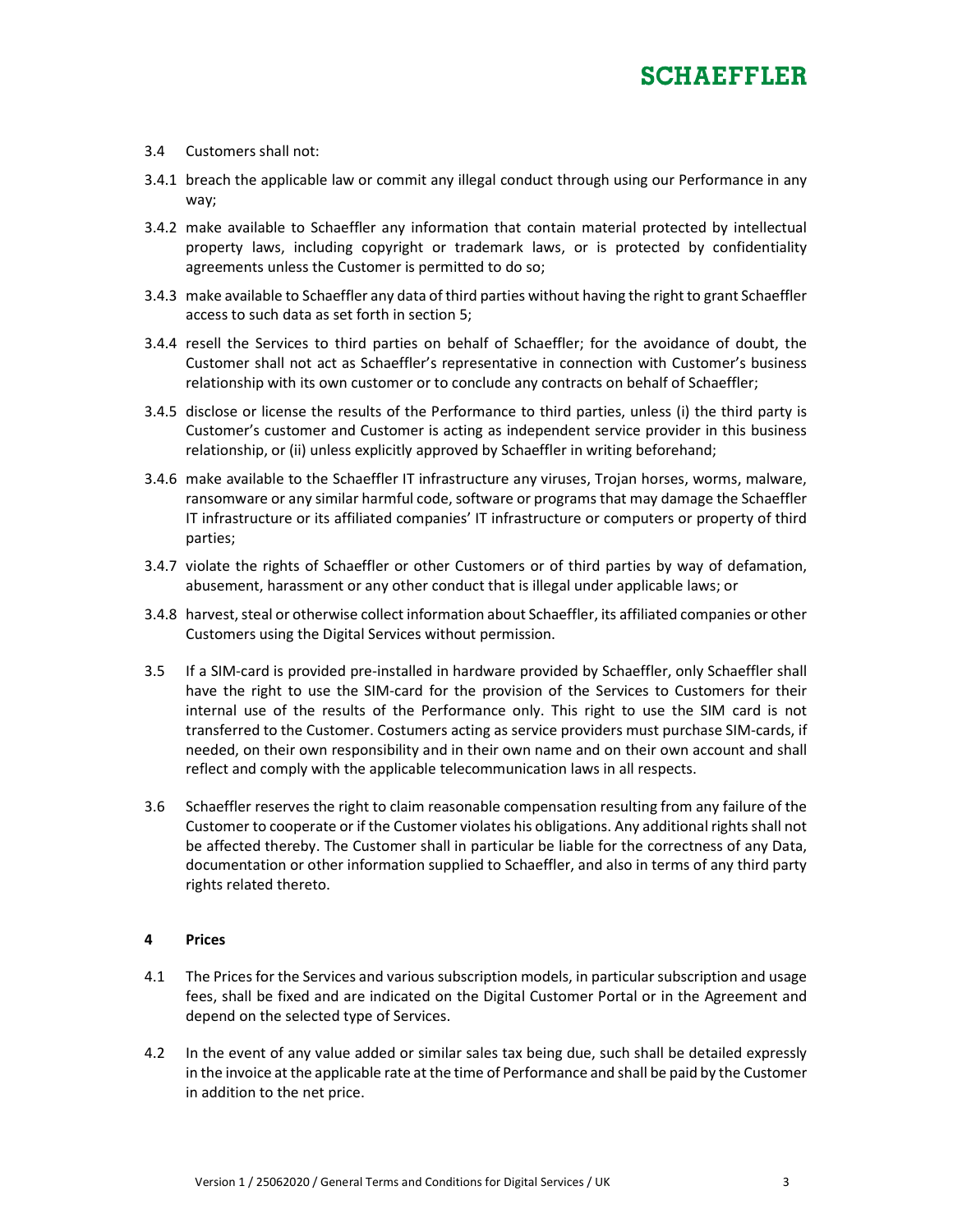3.4 Customers shall not:

3.4.1 breach the applicable law or commit any illegal conduct through using our Performance in any way;

3.4.2 make available to Schaeffler any information that contain material protected by intellectual property laws, including copyright or trademark laws, or is protected by confidentiality agreements unless the Customer is permitted to do so;

3.4.3 make available to Schaeffler any data of third parties without having the right to grant Schaeffler access to such data as set forth in section 5;

3.4.4 resell the Services to third parties on behalf of Schaeffler; for the avoidance of doubt, the Customer shall not act as Schaeffler's representative in connection with Customer's business relationship with its own customer or to conclude any contracts on behalf of Schaeffler;

3.4.5 disclose or license the results of the Performance to third parties, unless (i) the third party is Customer's customer and Customer is acting as independent service provider in this business relationship, or (ii) unless explicitly approved by Schaeffler in writing beforehand;

3.4.6 make available to the Schaeffler IT infrastructure any viruses, Trojan horses, worms, malware, ransomware or any similar harmful code, software or programs that may damage the Schaeffler IT infrastructure or its affiliated companies' IT infrastructure or computers or property of third parties;

3.4.7 violate the rights of Schaeffler or other Customers or of third parties by way of defamation, abusement, harassment or any other conduct that is illegal under applicable laws; or

3.4.8 harvest, steal or otherwise collect information about Schaeffler, its affiliated companies or other Customers using the Digital Services without permission.

3.5 If a SIM-card is provided pre-installed in hardware provided by Schaeffler, only Schaeffler shall have the right to use the SIM-card for the provision of the Services to Customers for their internal use of the results of the Performance only. This right to use the SIM card is not transferred to the Customer. Costumers acting as service providers must purchase SIM-cards, if needed, on their own responsibility and in their own name and on their own account and shall reflect and comply with the applicable telecommunication laws in all respects.

3.6 Schaeffler reserves the right to claim reasonable compensation resulting from any failure of the Customer to cooperate or if the Customer violates his obligations. Any additional rights shall not be affected thereby. The Customer shall in particular be liable for the correctness of any Data, documentation or other information supplied to Schaeffler, and also in terms of any third party rights related thereto.

## 4 Prices

4.1 The Prices for the Services and various subscription models, in particular subscription and usage fees, shall be fixed and are indicated on the Digital Customer Portal or in the Agreement and depend on the selected type of Services.

4.2 In the event of any value added or similar sales tax being due, such shall be detailed expressly in the invoice at the applicable rate at the time of Performance and shall be paid by the Customer in addition to the net price.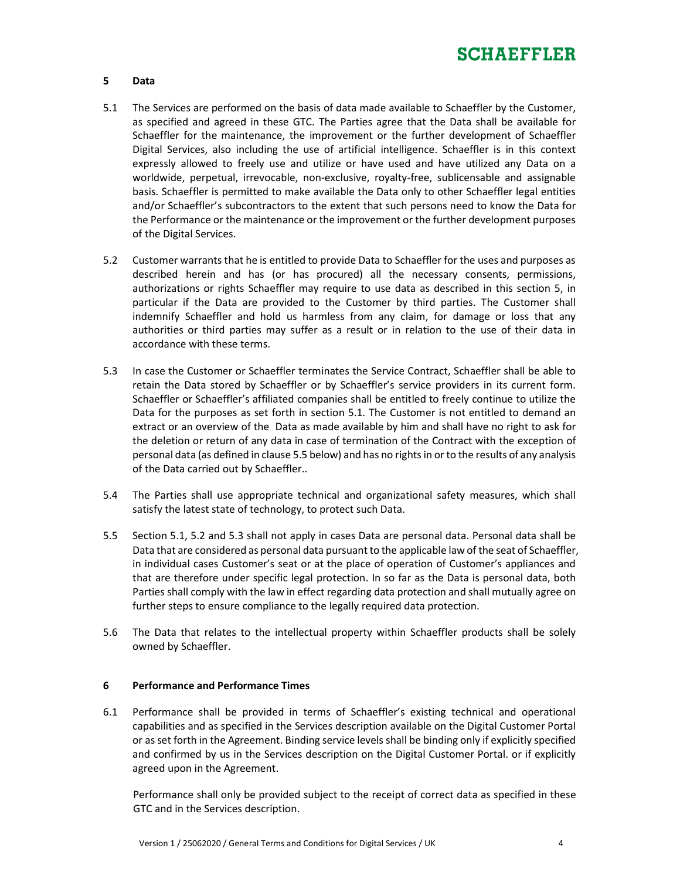## 5 Data

5.1 The Services are performed on the basis of data made available to Schaeffler by the Customer, as specified and agreed in these GTC. The Parties agree that the Data shall be available for Schaeffler for the maintenance, the improvement or the further development of Schaeffler Digital Services, also including the use of artificial intelligence. Schaeffler is in this context expressly allowed to freely use and utilize or have used and have utilized any Data on a worldwide, perpetual, irrevocable, non-exclusive, royalty-free, sublicensable and assignable basis. Schaeffler is permitted to make available the Data only to other Schaeffler legal entities and/or Schaeffler's subcontractors to the extent that such persons need to know the Data for the Performance or the maintenance or the improvement or the further development purposes of the Digital Services.

5.2 Customer warrants that he is entitled to provide Data to Schaeffler for the uses and purposes as described herein and has (or has procured) all the necessary consents, permissions, authorizations or rights Schaeffler may require to use data as described in this section 5, in particular if the Data are provided to the Customer by third parties. The Customer shall indemnify Schaeffler and hold us harmless from any claim, for damage or loss that any authorities or third parties may suffer as a result or in relation to the use of their data in accordance with these terms.

5.3 In case the Customer or Schaeffler terminates the Service Contract, Schaeffler shall be able to retain the Data stored by Schaeffler or by Schaeffler's service providers in its current form. Schaeffler or Schaeffler's affiliated companies shall be entitled to freely continue to utilize the Data for the purposes as set forth in section 5.1. The Customer is not entitled to demand an extract or an overview of the Data as made available by him and shall have no right to ask for the deletion or return of any data in case of termination of the Contract with the exception of personal data (as defined in clause 5.5 below) and has no rights in or to the results of any analysis of the Data carried out by Schaeffler..

5.4 The Parties shall use appropriate technical and organizational safety measures, which shall satisfy the latest state of technology, to protect such Data.

5.5 Section 5.1, 5.2 and 5.3 shall not apply in cases Data are personal data. Personal data shall be Data that are considered as personal data pursuant to the applicable law of the seat of Schaeffler, in individual cases Customer's seat or at the place of operation of Customer's appliances and that are therefore under specific legal protection. In so far as the Data is personal data, both Parties shall comply with the law in effect regarding data protection and shall mutually agree on further steps to ensure compliance to the legally required data protection.

5.6 The Data that relates to the intellectual property within Schaeffler products shall be solely owned by Schaeffler.

## 6 Performance and Performance Times

6.1 Performance shall be provided in terms of Schaeffler's existing technical and operational capabilities and as specified in the Services description available on the Digital Customer Portal or as set forth in the Agreement. Binding service levels shall be binding only if explicitly specified and confirmed by us in the Services description on the Digital Customer Portal. or if explicitly agreed upon in the Agreement.

Performance shall only be provided subject to the receipt of correct data as specified in these GTC and in the Services description.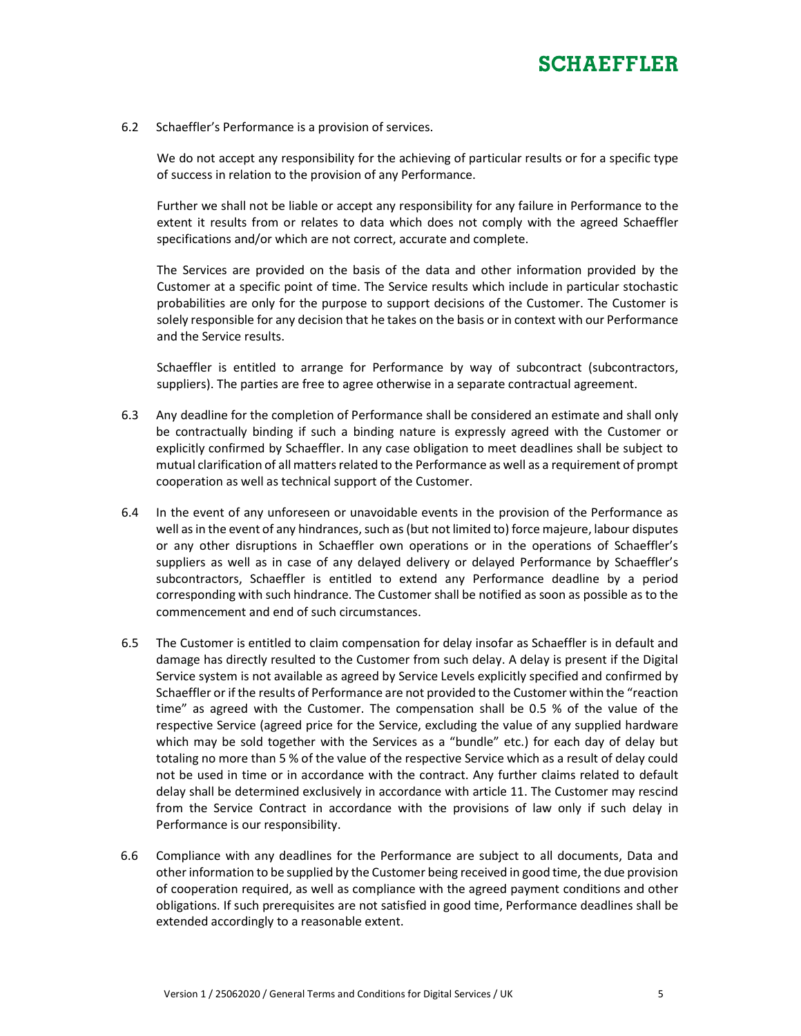6.2 Schaeffler's Performance is a provision of services.

We do not accept any responsibility for the achieving of particular results or for a specific type of success in relation to the provision of any Performance.

Further we shall not be liable or accept any responsibility for any failure in Performance to the extent it results from or relates to data which does not comply with the agreed Schaeffler specifications and/or which are not correct, accurate and complete.

The Services are provided on the basis of the data and other information provided by the Customer at a specific point of time. The Service results which include in particular stochastic probabilities are only for the purpose to support decisions of the Customer. The Customer is solely responsible for any decision that he takes on the basis or in context with our Performance and the Service results.

Schaeffler is entitled to arrange for Performance by way of subcontract (subcontractors, suppliers). The parties are free to agree otherwise in a separate contractual agreement.

6.3 Any deadline for the completion of Performance shall be considered an estimate and shall only be contractually binding if such a binding nature is expressly agreed with the Customer or explicitly confirmed by Schaeffler. In any case obligation to meet deadlines shall be subject to mutual clarification of all matters related to the Performance as well as a requirement of prompt cooperation as well as technical support of the Customer.

6.4 In the event of any unforeseen or unavoidable events in the provision of the Performance as well as in the event of any hindrances, such as (but not limited to) force majeure, labour disputes or any other disruptions in Schaeffler own operations or in the operations of Schaeffler's suppliers as well as in case of any delayed delivery or delayed Performance by Schaeffler's subcontractors, Schaeffler is entitled to extend any Performance deadline by a period corresponding with such hindrance. The Customer shall be notified as soon as possible as to the commencement and end of such circumstances.

6.5 The Customer is entitled to claim compensation for delay insofar as Schaeffler is in default and damage has directly resulted to the Customer from such delay. A delay is present if the Digital Service system is not available as agreed by Service Levels explicitly specified and confirmed by Schaeffler or if the results of Performance are not provided to the Customer within the "reaction time" as agreed with the Customer. The compensation shall be 0.5 % of the value of the respective Service (agreed price for the Service, excluding the value of any supplied hardware which may be sold together with the Services as a "bundle" etc.) for each day of delay but totaling no more than 5 % of the value of the respective Service which as a result of delay could not be used in time or in accordance with the contract. Any further claims related to default delay shall be determined exclusively in accordance with article 11. The Customer may rescind from the Service Contract in accordance with the provisions of law only if such delay in Performance is our responsibility.

6.6 Compliance with any deadlines for the Performance are subject to all documents, Data and other information to be supplied by the Customer being received in good time, the due provision of cooperation required, as well as compliance with the agreed payment conditions and other obligations. If such prerequisites are not satisfied in good time, Performance deadlines shall be extended accordingly to a reasonable extent.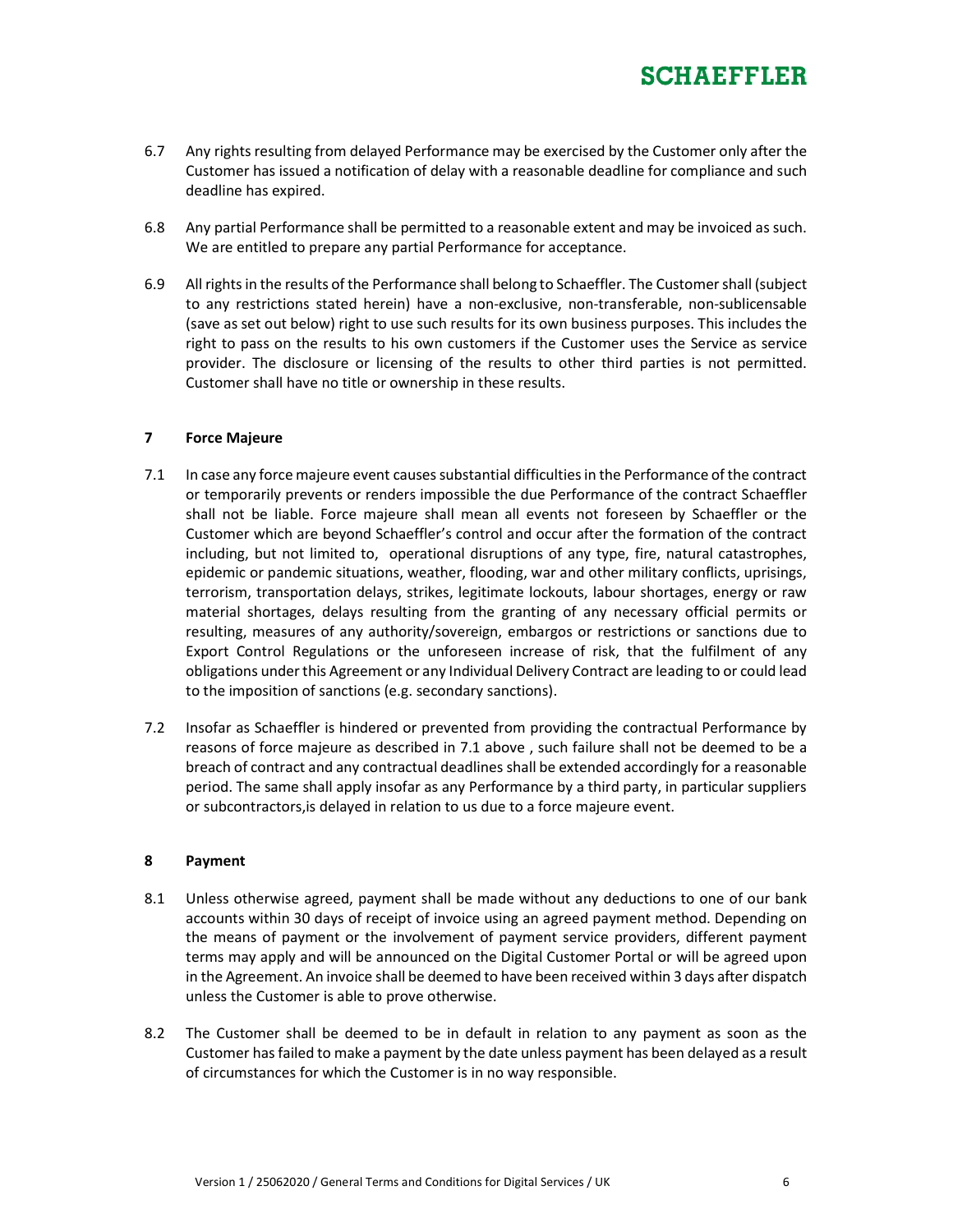6.7 Any rights resulting from delayed Performance may be exercised by the Customer only after the Customer has issued a notification of delay with a reasonable deadline for compliance and such deadline has expired.

6.8 Any partial Performance shall be permitted to a reasonable extent and may be invoiced as such. We are entitled to prepare any partial Performance for acceptance.

6.9 All rights in the results of the Performance shall belong to Schaeffler. The Customer shall (subject to any restrictions stated herein) have a non-exclusive, non-transferable, non-sublicensable (save as set out below) right to use such results for its own business purposes. This includes the right to pass on the results to his own customers if the Customer uses the Service as service provider. The disclosure or licensing of the results to other third parties is not permitted. Customer shall have no title or ownership in these results.

## 7 Force Majeure

7.1 In case any force majeure event causes substantial difficulties in the Performance of the contract or temporarily prevents or renders impossible the due Performance of the contract Schaeffler shall not be liable. Force majeure shall mean all events not foreseen by Schaeffler or the Customer which are beyond Schaeffler's control and occur after the formation of the contract including, but not limited to, operational disruptions of any type, fire, natural catastrophes, epidemic or pandemic situations, weather, flooding, war and other military conflicts, uprisings, terrorism, transportation delays, strikes, legitimate lockouts, labour shortages, energy or raw material shortages, delays resulting from the granting of any necessary official permits or resulting, measures of any authority/sovereign, embargos or restrictions or sanctions due to Export Control Regulations or the unforeseen increase of risk, that the fulfilment of any obligations under this Agreement or any Individual Delivery Contract are leading to or could lead to the imposition of sanctions (e.g. secondary sanctions).

7.2 Insofar as Schaeffler is hindered or prevented from providing the contractual Performance by reasons of force majeure as described in 7.1 above , such failure shall not be deemed to be a breach of contract and any contractual deadlines shall be extended accordingly for a reasonable period. The same shall apply insofar as any Performance by a third party, in particular suppliers or subcontractors,is delayed in relation to us due to a force majeure event.

## 8 Payment

8.1 Unless otherwise agreed, payment shall be made without any deductions to one of our bank accounts within 30 days of receipt of invoice using an agreed payment method. Depending on the means of payment or the involvement of payment service providers, different payment terms may apply and will be announced on the Digital Customer Portal or will be agreed upon in the Agreement. An invoice shall be deemed to have been received within 3 days after dispatch unless the Customer is able to prove otherwise.

8.2 The Customer shall be deemed to be in default in relation to any payment as soon as the Customer has failed to make a payment by the date unless payment has been delayed as a result of circumstances for which the Customer is in no way responsible.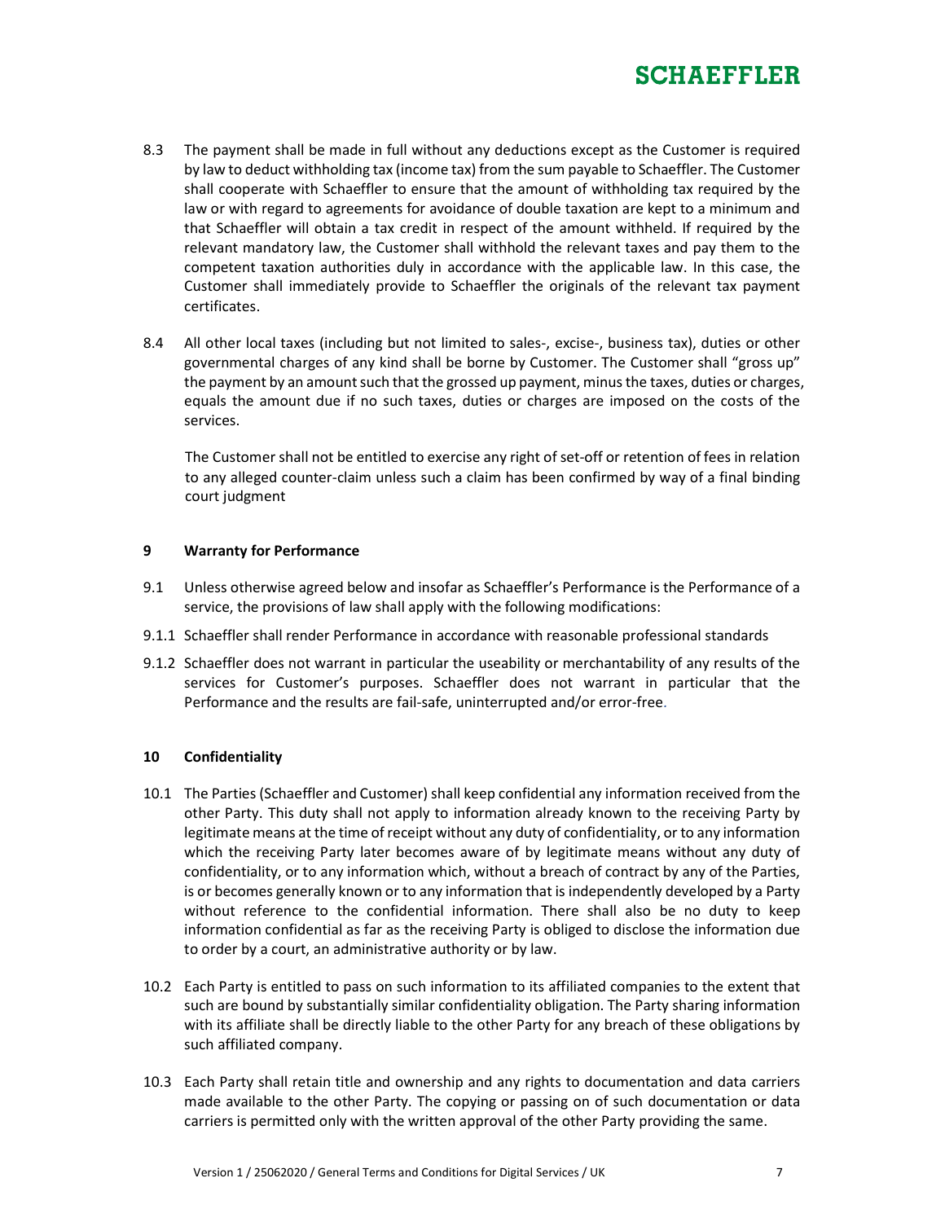8.3 The payment shall be made in full without any deductions except as the Customer is required by law to deduct withholding tax (income tax) from the sum payable to Schaeffler. The Customer shall cooperate with Schaeffler to ensure that the amount of withholding tax required by the law or with regard to agreements for avoidance of double taxation are kept to a minimum and that Schaeffler will obtain a tax credit in respect of the amount withheld. If required by the relevant mandatory law, the Customer shall withhold the relevant taxes and pay them to the competent taxation authorities duly in accordance with the applicable law. In this case, the Customer shall immediately provide to Schaeffler the originals of the relevant tax payment certificates.

8.4 All other local taxes (including but not limited to sales-, excise-, business tax), duties or other governmental charges of any kind shall be borne by Customer. The Customer shall "gross up" the payment by an amount such that the grossed up payment, minus the taxes, duties or charges, equals the amount due if no such taxes, duties or charges are imposed on the costs of the services.

The Customer shall not be entitled to exercise any right of set-off or retention of fees in relation to any alleged counter-claim unless such a claim has been confirmed by way of a final binding court judgment

## 9 Warranty for Performance

9.1 Unless otherwise agreed below and insofar as Schaeffler's Performance is the Performance of a service, the provisions of law shall apply with the following modifications:

9.1.1 Schaeffler shall render Performance in accordance with reasonable professional standards

9.1.2 Schaeffler does not warrant in particular the useability or merchantability of any results of the services for Customer's purposes. Schaeffler does not warrant in particular that the Performance and the results are fail-safe, uninterrupted and/or error-free.

## 10 Confidentiality

10.1 The Parties (Schaeffler and Customer) shall keep confidential any information received from the other Party. This duty shall not apply to information already known to the receiving Party by legitimate means at the time of receipt without any duty of confidentiality, or to any information which the receiving Party later becomes aware of by legitimate means without any duty of confidentiality, or to any information which, without a breach of contract by any of the Parties, is or becomes generally known or to any information that is independently developed by a Party without reference to the confidential information. There shall also be no duty to keep information confidential as far as the receiving Party is obliged to disclose the information due to order by a court, an administrative authority or by law.

10.2 Each Party is entitled to pass on such information to its affiliated companies to the extent that such are bound by substantially similar confidentiality obligation. The Party sharing information with its affiliate shall be directly liable to the other Party for any breach of these obligations by such affiliated company.

10.3 Each Party shall retain title and ownership and any rights to documentation and data carriers made available to the other Party. The copying or passing on of such documentation or data carriers is permitted only with the written approval of the other Party providing the same.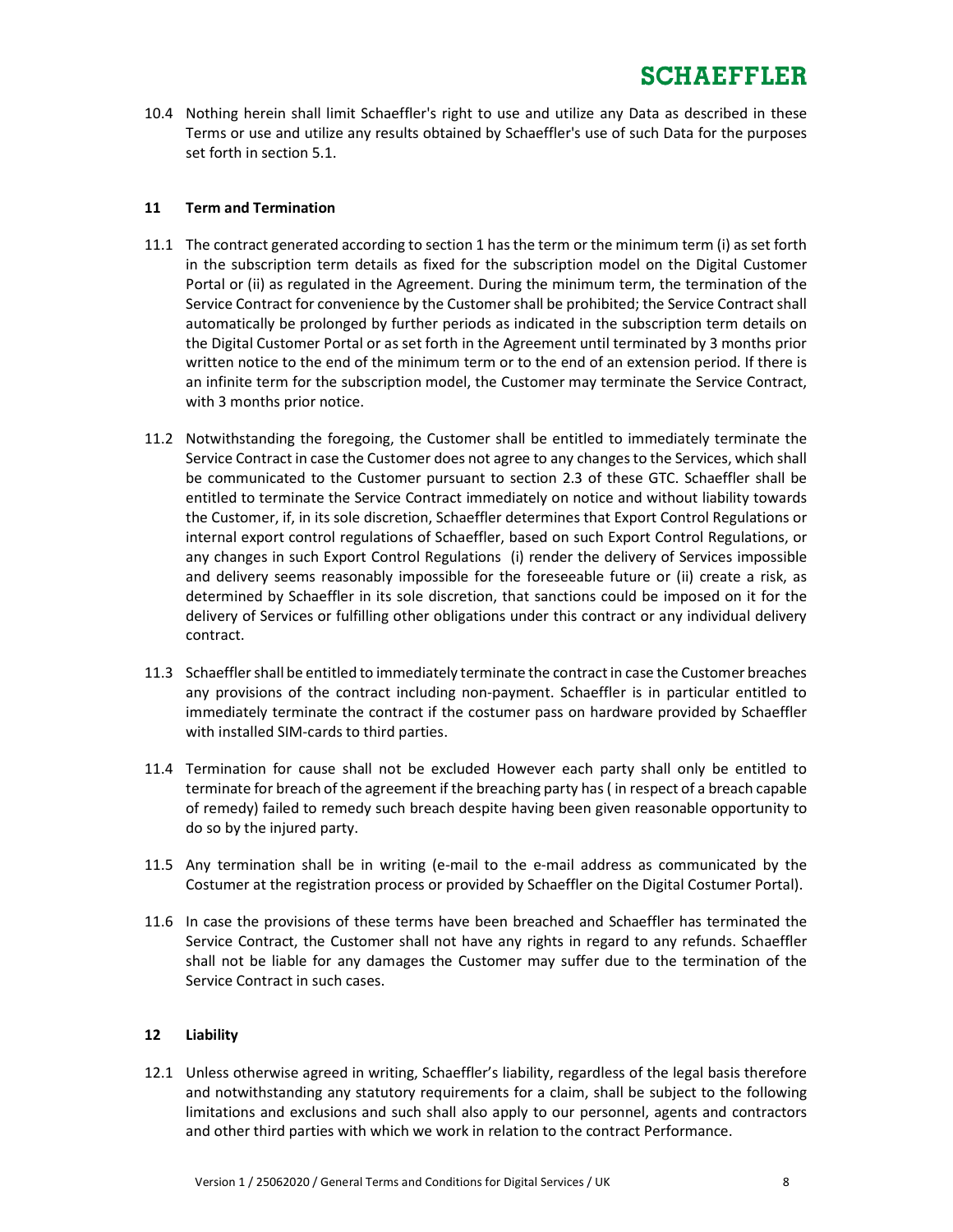10.4 Nothing herein shall limit Schaeffler's right to use and utilize any Data as described in these Terms or use and utilize any results obtained by Schaeffler's use of such Data for the purposes set forth in section 5.1.

## 11 Term and Termination

11.1 The contract generated according to section 1 has the term or the minimum term (i) as set forth in the subscription term details as fixed for the subscription model on the Digital Customer Portal or (ii) as regulated in the Agreement. During the minimum term, the termination of the Service Contract for convenience by the Customer shall be prohibited; the Service Contract shall automatically be prolonged by further periods as indicated in the subscription term details on the Digital Customer Portal or as set forth in the Agreement until terminated by 3 months prior written notice to the end of the minimum term or to the end of an extension period. If there is an infinite term for the subscription model, the Customer may terminate the Service Contract, with 3 months prior notice.

11.2 Notwithstanding the foregoing, the Customer shall be entitled to immediately terminate the Service Contract in case the Customer does not agree to any changes to the Services, which shall be communicated to the Customer pursuant to section 2.3 of these GTC. Schaeffler shall be entitled to terminate the Service Contract immediately on notice and without liability towards the Customer, if, in its sole discretion, Schaeffler determines that Export Control Regulations or internal export control regulations of Schaeffler, based on such Export Control Regulations, or any changes in such Export Control Regulations (i) render the delivery of Services impossible and delivery seems reasonably impossible for the foreseeable future or (ii) create a risk, as determined by Schaeffler in its sole discretion, that sanctions could be imposed on it for the delivery of Services or fulfilling other obligations under this contract or any individual delivery contract.

11.3 Schaeffler shall be entitled to immediately terminate the contract in case the Customer breaches any provisions of the contract including non-payment. Schaeffler is in particular entitled to immediately terminate the contract if the costumer pass on hardware provided by Schaeffler with installed SIM-cards to third parties.

11.4 Termination for cause shall not be excluded However each party shall only be entitled to terminate for breach of the agreement if the breaching party has ( in respect of a breach capable of remedy) failed to remedy such breach despite having been given reasonable opportunity to do so by the injured party.

11.5 Any termination shall be in writing (e-mail to the e-mail address as communicated by the Costumer at the registration process or provided by Schaeffler on the Digital Costumer Portal).

11.6 In case the provisions of these terms have been breached and Schaeffler has terminated the Service Contract, the Customer shall not have any rights in regard to any refunds. Schaeffler shall not be liable for any damages the Customer may suffer due to the termination of the Service Contract in such cases.

## 12 Liability

12.1 Unless otherwise agreed in writing, Schaeffler's liability, regardless of the legal basis therefore and notwithstanding any statutory requirements for a claim, shall be subject to the following limitations and exclusions and such shall also apply to our personnel, agents and contractors and other third parties with which we work in relation to the contract Performance.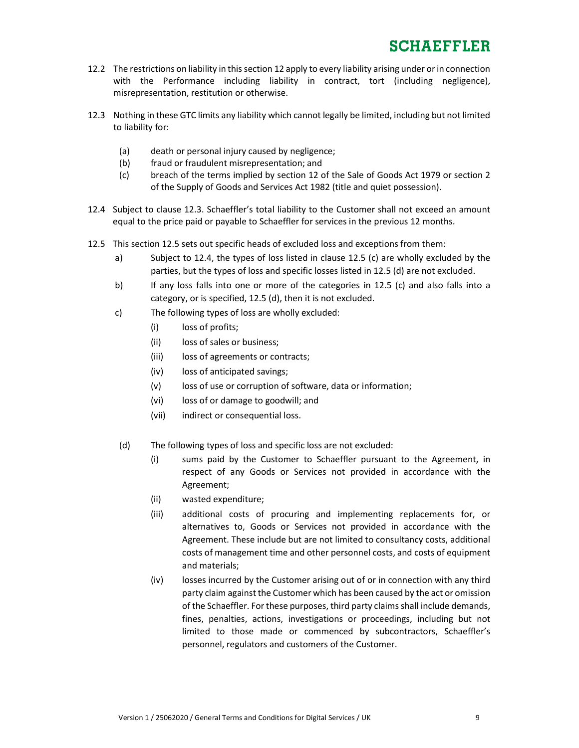12.2 The restrictions on liability in this section 12 apply to every liability arising under or in connection with the Performance including liability in contract, tort (including negligence), misrepresentation, restitution or otherwise.

12.3 Nothing in these GTC limits any liability which cannot legally be limited, including but not limited to liability for:

(a) death or personal injury caused by negligence;

(b) fraud or fraudulent misrepresentation; and

(c) breach of the terms implied by section 12 of the Sale of Goods Act 1979 or section 2 of the Supply of Goods and Services Act 1982 (title and quiet possession).

12.4 Subject to clause 12.3. Schaeffler's total liability to the Customer shall not exceed an amount equal to the price paid or payable to Schaeffler for services in the previous 12 months.

12.5 This section 12.5 sets out specific heads of excluded loss and exceptions from them:

a) Subject to 12.4, the types of loss listed in clause 12.5 (c) are wholly excluded by the parties, but the types of loss and specific losses listed in 12.5 (d) are not excluded.

b) If any loss falls into one or more of the categories in 12.5 (c) and also falls into a category, or is specified, 12.5 (d), then it is not excluded.

c) The following types of loss are wholly excluded:

(i) loss of profits;

(ii) loss of sales or business;

(iii) loss of agreements or contracts;

(iv) loss of anticipated savings;

(v) loss of use or corruption of software, data or information;

(vi) loss of or damage to goodwill; and

(vii) indirect or consequential loss.

(d) The following types of loss and specific loss are not excluded:

(i) sums paid by the Customer to Schaeffler pursuant to the Agreement, in respect of any Goods or Services not provided in accordance with the Agreement;

(ii) wasted expenditure;

(iii) additional costs of procuring and implementing replacements for, or alternatives to, Goods or Services not provided in accordance with the Agreement. These include but are not limited to consultancy costs, additional costs of management time and other personnel costs, and costs of equipment and materials;

(iv) losses incurred by the Customer arising out of or in connection with any third party claim against the Customer which has been caused by the act or omission of the Schaeffler. For these purposes, third party claims shall include demands, fines, penalties, actions, investigations or proceedings, including but not limited to those made or commenced by subcontractors, Schaeffler's personnel, regulators and customers of the Customer.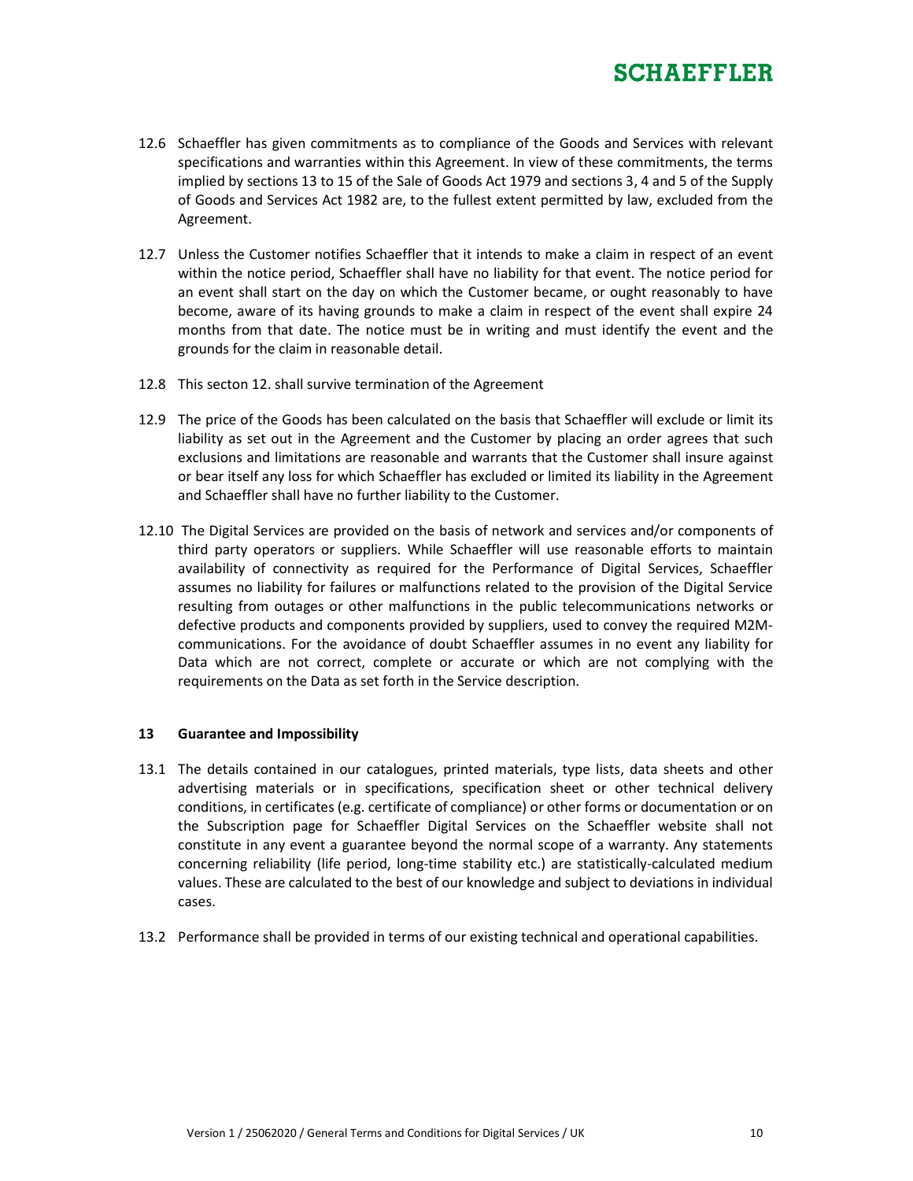12.6 Schaeffler has given commitments as to compliance of the Goods and Services with relevant specifications and warranties within this Agreement. In view of these commitments, the terms implied by sections 13 to 15 of the Sale of Goods Act 1979 and sections 3, 4 and 5 of the Supply of Goods and Services Act 1982 are, to the fullest extent permitted by law, excluded from the Agreement.

12.7 Unless the Customer notifies Schaeffler that it intends to make a claim in respect of an event within the notice period, Schaeffler shall have no liability for that event. The notice period for an event shall start on the day on which the Customer became, or ought reasonably to have become, aware of its having grounds to make a claim in respect of the event shall expire 24 months from that date. The notice must be in writing and must identify the event and the grounds for the claim in reasonable detail.

12.8 This secton 12. shall survive termination of the Agreement

12.9 The price of the Goods has been calculated on the basis that Schaeffler will exclude or limit its liability as set out in the Agreement and the Customer by placing an order agrees that such exclusions and limitations are reasonable and warrants that the Customer shall insure against or bear itself any loss for which Schaeffler has excluded or limited its liability in the Agreement and Schaeffler shall have no further liability to the Customer.

12.10 The Digital Services are provided on the basis of network and services and/or components of third party operators or suppliers. While Schaeffler will use reasonable efforts to maintain availability of connectivity as required for the Performance of Digital Services, Schaeffler assumes no liability for failures or malfunctions related to the provision of the Digital Service resulting from outages or other malfunctions in the public telecommunications networks or defective products and components provided by suppliers, used to convey the required M2M-communications. For the avoidance of doubt Schaeffler assumes in no event any liability for Data which are not correct, complete or accurate or which are not complying with the requirements on the Data as set forth in the Service description.

**13 Guarantee and Impossibility**

13.1 The details contained in our catalogues, printed materials, type lists, data sheets and other advertising materials or in specifications, specification sheet or other technical delivery conditions, in certificates (e.g. certificate of compliance) or other forms or documentation or on the Subscription page for Schaeffler Digital Services on the Schaeffler website shall not constitute in any event a guarantee beyond the normal scope of a warranty. Any statements concerning reliability (life period, long-time stability etc.) are statistically-calculated medium values. These are calculated to the best of our knowledge and subject to deviations in individual cases.

13.2 Performance shall be provided in terms of our existing technical and operational capabilities.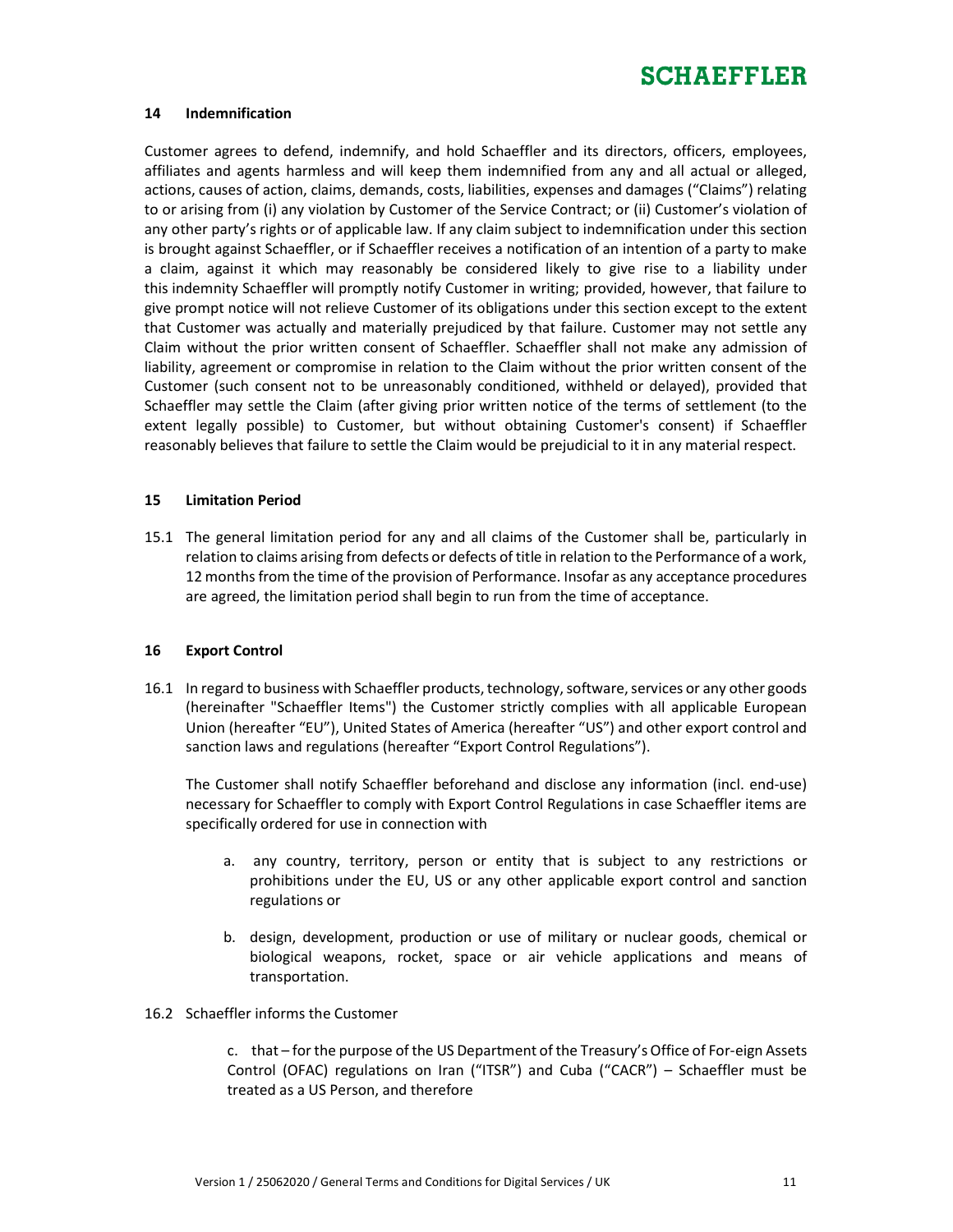## 14 Indemnification

Customer agrees to defend, indemnify, and hold Schaeffler and its directors, officers, employees, affiliates and agents harmless and will keep them indemnified from any and all actual or alleged, actions, causes of action, claims, demands, costs, liabilities, expenses and damages ("Claims") relating to or arising from (i) any violation by Customer of the Service Contract; or (ii) Customer's violation of any other party's rights or of applicable law. If any claim subject to indemnification under this section is brought against Schaeffler, or if Schaeffler receives a notification of an intention of a party to make a claim, against it which may reasonably be considered likely to give rise to a liability under this indemnity Schaeffler will promptly notify Customer in writing; provided, however, that failure to give prompt notice will not relieve Customer of its obligations under this section except to the extent that Customer was actually and materially prejudiced by that failure. Customer may not settle any Claim without the prior written consent of Schaeffler. Schaeffler shall not make any admission of liability, agreement or compromise in relation to the Claim without the prior written consent of the Customer (such consent not to be unreasonably conditioned, withheld or delayed), provided that Schaeffler may settle the Claim (after giving prior written notice of the terms of settlement (to the extent legally possible) to Customer, but without obtaining Customer's consent) if Schaeffler reasonably believes that failure to settle the Claim would be prejudicial to it in any material respect.

## 15 Limitation Period

15.1 The general limitation period for any and all claims of the Customer shall be, particularly in relation to claims arising from defects or defects of title in relation to the Performance of a work, 12 months from the time of the provision of Performance. Insofar as any acceptance procedures are agreed, the limitation period shall begin to run from the time of acceptance.

## 16 Export Control

16.1 In regard to business with Schaeffler products, technology, software, services or any other goods (hereinafter "Schaeffler Items") the Customer strictly complies with all applicable European Union (hereafter "EU"), United States of America (hereafter "US") and other export control and sanction laws and regulations (hereafter "Export Control Regulations").

The Customer shall notify Schaeffler beforehand and disclose any information (incl. end-use) necessary for Schaeffler to comply with Export Control Regulations in case Schaeffler items are specifically ordered for use in connection with

a. any country, territory, person or entity that is subject to any restrictions or prohibitions under the EU, US or any other applicable export control and sanction regulations or

b. design, development, production or use of military or nuclear goods, chemical or biological weapons, rocket, space or air vehicle applications and means of transportation.

16.2 Schaeffler informs the Customer

c. that – for the purpose of the US Department of the Treasury's Office of For-eign Assets Control (OFAC) regulations on Iran ("ITSR") and Cuba ("CACR") – Schaeffler must be treated as a US Person, and therefore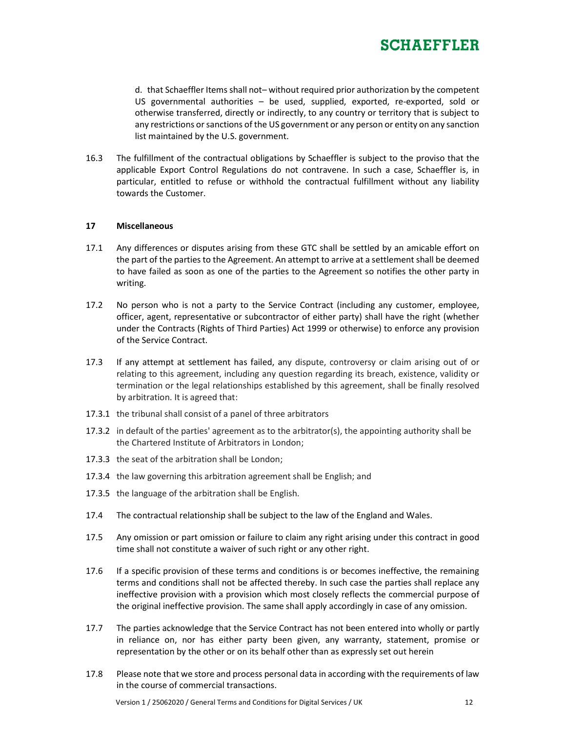d. that Schaeffler Items shall not– without required prior authorization by the competent US governmental authorities – be used, supplied, exported, re-exported, sold or otherwise transferred, directly or indirectly, to any country or territory that is subject to any restrictions or sanctions of the US government or any person or entity on any sanction list maintained by the U.S. government.

16.3 The fulfillment of the contractual obligations by Schaeffler is subject to the proviso that the applicable Export Control Regulations do not contravene. In such a case, Schaeffler is, in particular, entitled to refuse or withhold the contractual fulfillment without any liability towards the Customer.

**17 Miscellaneous**

17.1 Any differences or disputes arising from these GTC shall be settled by an amicable effort on the part of the parties to the Agreement. An attempt to arrive at a settlement shall be deemed to have failed as soon as one of the parties to the Agreement so notifies the other party in writing.

17.2 No person who is not a party to the Service Contract (including any customer, employee, officer, agent, representative or subcontractor of either party) shall have the right (whether under the Contracts (Rights of Third Parties) Act 1999 or otherwise) to enforce any provision of the Service Contract.

17.3 If any attempt at settlement has failed, any dispute, controversy or claim arising out of or relating to this agreement, including any question regarding its breach, existence, validity or termination or the legal relationships established by this agreement, shall be finally resolved by arbitration. It is agreed that:

17.3.1 the tribunal shall consist of a panel of three arbitrators

17.3.2 in default of the parties' agreement as to the arbitrator(s), the appointing authority shall be the Chartered Institute of Arbitrators in London;

17.3.3 the seat of the arbitration shall be London;

17.3.4 the law governing this arbitration agreement shall be English; and

17.3.5 the language of the arbitration shall be English.

17.4 The contractual relationship shall be subject to the law of the England and Wales.

17.5 Any omission or part omission or failure to claim any right arising under this contract in good time shall not constitute a waiver of such right or any other right.

17.6 If a specific provision of these terms and conditions is or becomes ineffective, the remaining terms and conditions shall not be affected thereby. In such case the parties shall replace any ineffective provision with a provision which most closely reflects the commercial purpose of the original ineffective provision. The same shall apply accordingly in case of any omission.

17.7 The parties acknowledge that the Service Contract has not been entered into wholly or partly in reliance on, nor has either party been given, any warranty, statement, promise or representation by the other or on its behalf other than as expressly set out herein

17.8 Please note that we store and process personal data in according with the requirements of law in the course of commercial transactions.